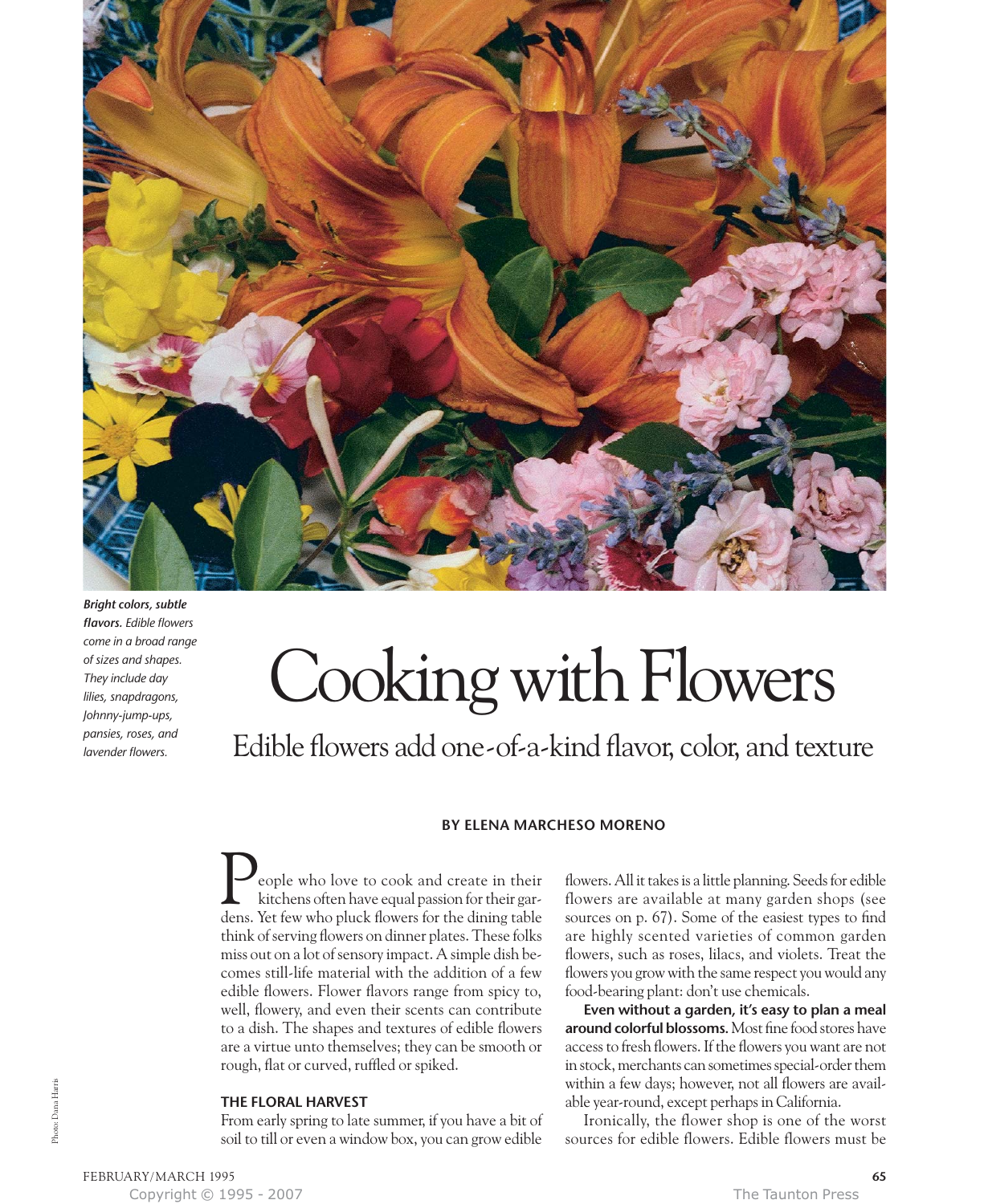*__Bright colors, subtle flavors.__ Edible flowers come in a broad range of sizes and shapes. They include day lilies, snapdragons, Johnny-jump-ups, pansies, roses, and lavender flowers.*

# Cooking with Flowers

## Edible flowers add one-of-a-kind flavor, color, and texture

**BY ELENA MARCHESO MORENO**

People who love to cook and create in their kitchens often have equal passion for their gardens. Yet few who pluck flowers for the dining table think of serving flowers on dinner plates. These folks miss out on a lot of sensory impact. A simple dish becomes still-life material with the addition of a few edible flowers. Flower flavors range from spicy to, well, flowery, and even their scents can contribute to a dish. The shapes and textures of edible flowers are a virtue unto themselves; they can be smooth or rough, flat or curved, ruffled or spiked.

### THE FLORAL HARVEST

From early spring to late summer, if you have a bit of soil to till or even a window box, you can grow edible flowers. All it takes is a little planning. Seeds for edible flowers are available at many garden shops (see sources on p. 67). Some of the easiest types to find are highly scented varieties of common garden flowers, such as roses, lilacs, and violets. Treat the flowers you grow with the same respect you would any food-bearing plant: don't use chemicals.

**Even without a garden, it's easy to plan a meal around colorful blossoms.** Most fine food stores have access to fresh flowers. If the flowers you want are not in stock, merchants can sometimes special-order them within a few days; however, not all flowers are available year-round, except perhaps in California.

Ironically, the flower shop is one of the worst sources for edible flowers. Edible flowers must be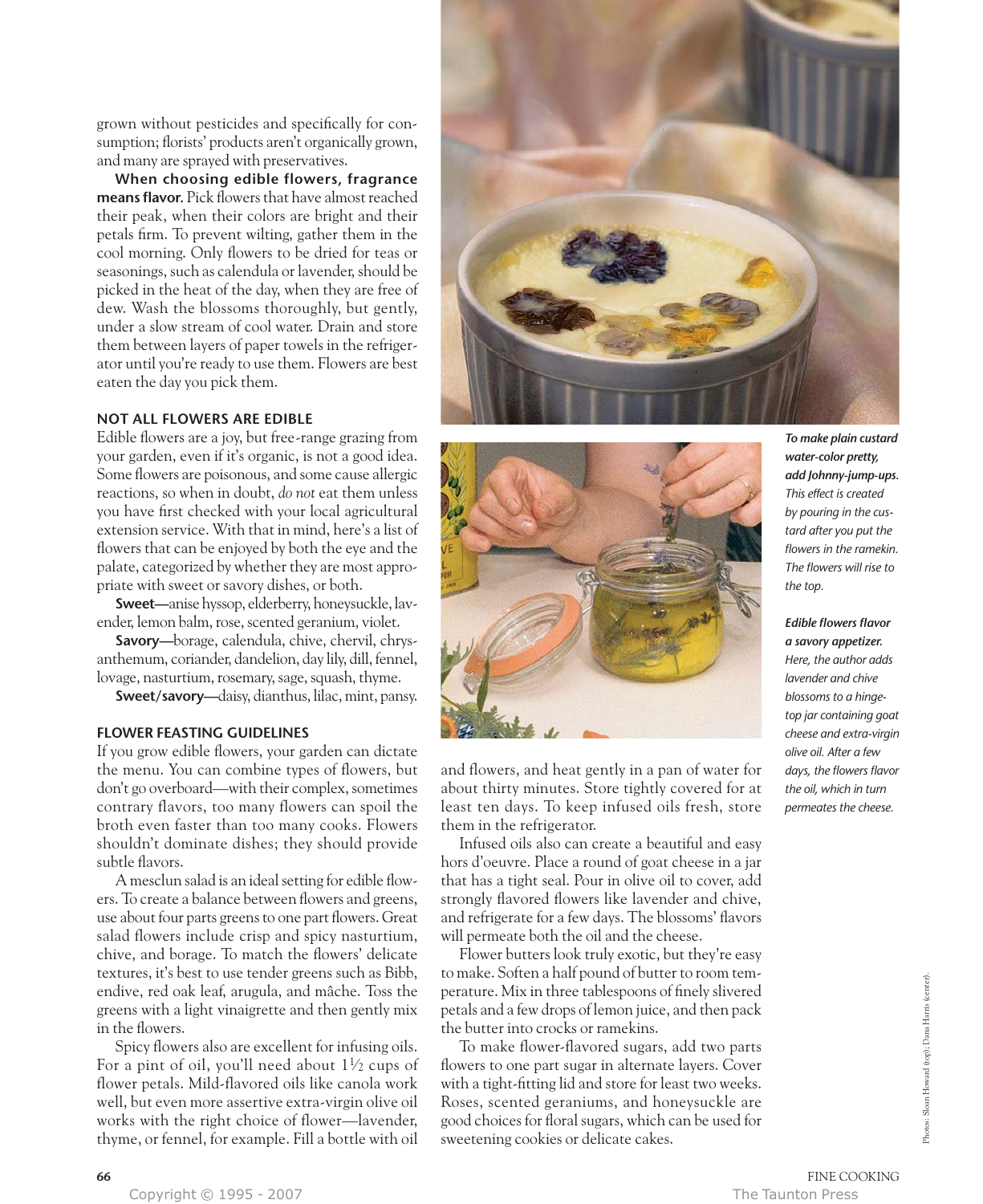grown without pesticides and specifically for consumption; florists' products aren't organically grown, and many are sprayed with preservatives.

**When choosing edible flowers, fragrance means flavor.** Pick flowers that have almost reached their peak, when their colors are bright and their petals firm. To prevent wilting, gather them in the cool morning. Only flowers to be dried for teas or seasonings, such as calendula or lavender, should be picked in the heat of the day, when they are free of dew. Wash the blossoms thoroughly, but gently, under a slow stream of cool water. Drain and store them between layers of paper towels in the refrigerator until you're ready to use them. Flowers are best eaten the day you pick them.

## NOT ALL FLOWERS ARE EDIBLE

Edible flowers are a joy, but free-range grazing from your garden, even if it's organic, is not a good idea. Some flowers are poisonous, and some cause allergic reactions, so when in doubt, *do not* eat them unless you have first checked with your local agricultural extension service. With that in mind, here's a list of flowers that can be enjoyed by both the eye and the palate, categorized by whether they are most appropriate with sweet or savory dishes, or both.

**Sweet**—anise hyssop, elderberry, honeysuckle, lavender, lemon balm, rose, scented geranium, violet.

**Savory**—borage, calendula, chive, chervil, chrysanthemum, coriander, dandelion, day lily, dill, fennel, lovage, nasturtium, rosemary, sage, squash, thyme.

**Sweet/savory**—daisy, dianthus, lilac, mint, pansy.

## FLOWER FEASTING GUIDELINES

If you grow edible flowers, your garden can dictate the menu. You can combine types of flowers, but don't go overboard—with their complex, sometimes contrary flavors, too many flowers can spoil the broth even faster than too many cooks. Flowers shouldn't dominate dishes; they should provide subtle flavors.

A mesclun salad is an ideal setting for edible flowers. To create a balance between flowers and greens, use about four parts greens to one part flowers. Great salad flowers include crisp and spicy nasturtium, chive, and borage. To match the flowers' delicate textures, it's best to use tender greens such as Bibb, endive, red oak leaf, arugula, and mâche. Toss the greens with a light vinaigrette and then gently mix in the flowers.

Spicy flowers also are excellent for infusing oils. For a pint of oil, you'll need about 1½ cups of flower petals. Mild-flavored oils like canola work well, but even more assertive extra-virgin olive oil works with the right choice of flower—lavender, thyme, or fennel, for example. Fill a bottle with oil and flowers, and heat gently in a pan of water for about thirty minutes. Store tightly covered for at least ten days. To keep infused oils fresh, store them in the refrigerator.

Infused oils also can create a beautiful and easy hors d'oeuvre. Place a round of goat cheese in a jar that has a tight seal. Pour in olive oil to cover, add strongly flavored flowers like lavender and chive, and refrigerate for a few days. The blossoms' flavors will permeate both the oil and the cheese.

Flower butters look truly exotic, but they're easy to make. Soften a half pound of butter to room temperature. Mix in three tablespoons of finely slivered petals and a few drops of lemon juice, and then pack the butter into crocks or ramekins.

To make flower-flavored sugars, add two parts flowers to one part sugar in alternate layers. Cover with a tight-fitting lid and store for least two weeks. Roses, scented geraniums, and honeysuckle are good choices for floral sugars, which can be used for sweetening cookies or delicate cakes.

***To make plain custard water-color pretty, add Johnny-jump-ups.*** *This effect is created by pouring in the custard after you put the flowers in the ramekin. The flowers will rise to the top.*

***Edible flowers flavor a savory appetizer.*** *Here, the author adds lavender and chive blossoms to a hinge-top jar containing goat cheese and extra-virgin olive oil. After a few days, the flowers flavor the oil, which in turn permeates the cheese.*

Photos: Sloan Howard (top); Dana Harris (center).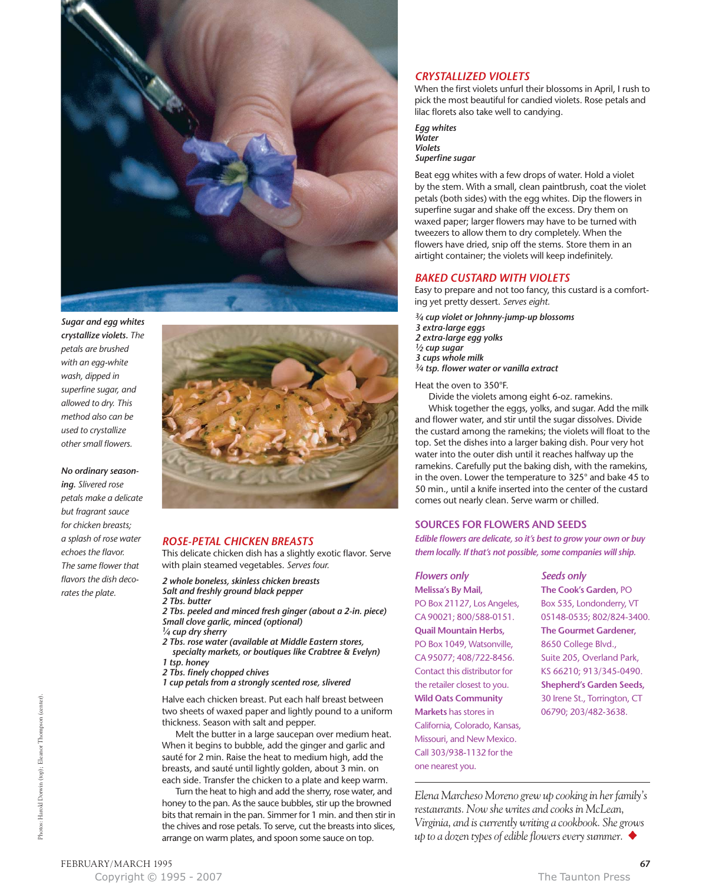*Sugar and egg whites* ***crystallize violets.*** *The petals are brushed with an egg-white wash, dipped in superfine sugar, and allowed to dry. This method also can be used to crystallize other small flowers.*

***No ordinary seasoning.*** *Slivered rose petals make a delicate but fragrant sauce for chicken breasts; a splash of rose water echoes the flavor. The same flower that flavors the dish decorates the plate.*

## ROSE-PETAL CHICKEN BREASTS

This delicate chicken dish has a slightly exotic flavor. Serve with plain steamed vegetables. *Serves four.*

***2 whole boneless, skinless chicken breasts***
***Salt and freshly ground black pepper***
***2 Tbs. butter***
***2 Tbs. peeled and minced fresh ginger (about a 2-in. piece)***
***Small clove garlic, minced (optional)***
***¼ cup dry sherry***
***2 Tbs. rose water (available at Middle Eastern stores, specialty markets, or boutiques like Crabtree & Evelyn)***
***1 tsp. honey***
***2 Tbs. finely chopped chives***
***1 cup petals from a strongly scented rose, slivered***

Halve each chicken breast. Put each half breast between two sheets of waxed paper and lightly pound to a uniform thickness. Season with salt and pepper.

Melt the butter in a large saucepan over medium heat. When it begins to bubble, add the ginger and garlic and sauté for 2 min. Raise the heat to medium high, add the breasts, and sauté until lightly golden, about 3 min. on each side. Transfer the chicken to a plate and keep warm.

Turn the heat to high and add the sherry, rose water, and honey to the pan. As the sauce bubbles, stir up the browned bits that remain in the pan. Simmer for 1 min. and then stir in the chives and rose petals. To serve, cut the breasts into slices, arrange on warm plates, and spoon some sauce on top.

## CRYSTALLIZED VIOLETS

When the first violets unfurl their blossoms in April, I rush to pick the most beautiful for candied violets. Rose petals and lilac florets also take well to candying.

***Egg whites***
***Water***
***Violets***
***Superfine sugar***

Beat egg whites with a few drops of water. Hold a violet by the stem. With a small, clean paintbrush, coat the violet petals (both sides) with the egg whites. Dip the flowers in superfine sugar and shake off the excess. Dry them on waxed paper; larger flowers may have to be turned with tweezers to allow them to dry completely. When the flowers have dried, snip off the stems. Store them in an airtight container; the violets will keep indefinitely.

## BAKED CUSTARD WITH VIOLETS

Easy to prepare and not too fancy, this custard is a comforting yet pretty dessert. *Serves eight.*

***¾ cup violet or Johnny-jump-up blossoms***
***3 extra-large eggs***
***2 extra-large egg yolks***
***½ cup sugar***
***3 cups whole milk***
***¾ tsp. flower water or vanilla extract***

Heat the oven to 350°F.

Divide the violets among eight 6-oz. ramekins.

Whisk together the eggs, yolks, and sugar. Add the milk and flower water, and stir until the sugar dissolves. Divide the custard among the ramekins; the violets will float to the top. Set the dishes into a larger baking dish. Pour very hot water into the outer dish until it reaches halfway up the ramekins. Carefully put the baking dish, with the ramekins, in the oven. Lower the temperature to 325° and bake 45 to 50 min., until a knife inserted into the center of the custard comes out nearly clean. Serve warm or chilled.

## SOURCES FOR FLOWERS AND SEEDS

*Edible flowers are delicate, so it's best to grow your own or buy them locally. If that's not possible, some companies will ship.*

### *Flowers only*

**Melissa's By Mail,** PO Box 21127, Los Angeles, CA 90021; 800/588-0151.

**Quail Mountain Herbs,** PO Box 1049, Watsonville, CA 95077; 408/722-8456. Contact this distributor for the retailer closest to you.

**Wild Oats Community Markets** has stores in California, Colorado, Kansas, Missouri, and New Mexico. Call 303/938-1132 for the one nearest you.

### *Seeds only*

**The Cook's Garden,** PO Box 535, Londonderry, VT 05148-0535; 802/824-3400.

**The Gourmet Gardener,** 8650 College Blvd., Suite 205, Overland Park, KS 66210; 913/345-0490.

**Shepherd's Garden Seeds,** 30 Irene St., Torrington, CT 06790; 203/482-3638.

---

*Elena Marcheso Moreno grew up cooking in her family's restaurants. Now she writes and cooks in McLean, Virginia, and is currently writing a cookbook. She grows up to a dozen types of edible flowers every summer.* ◆

Photos: Harold Dorwin (top); Eleanor Thompson (center).